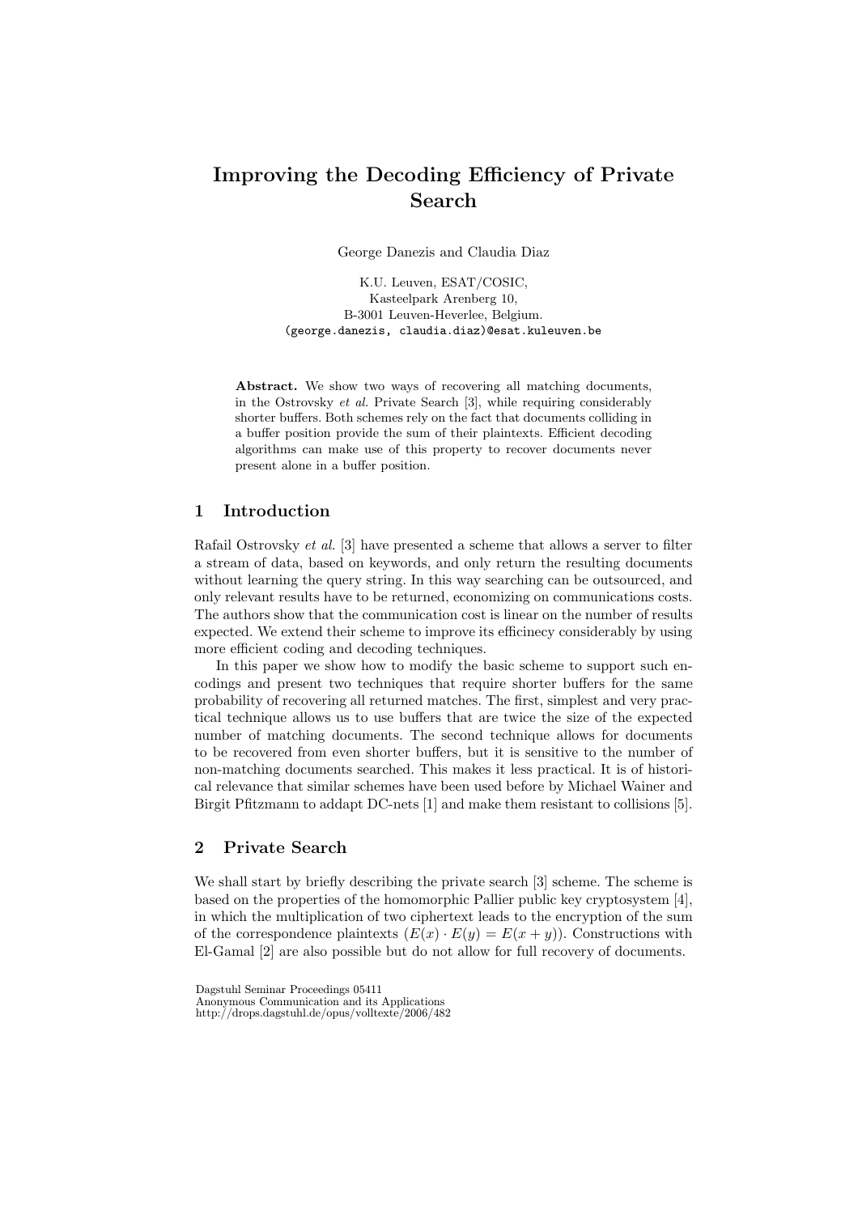# Improving the Decoding Efficiency of Private Search

George Danezis and Claudia Diaz

K.U. Leuven, ESAT/COSIC,
Kasteelpark Arenberg 10,
B-3001 Leuven-Heverlee, Belgium.
(george.danezis, claudia.diaz)@esat.kuleuven.be

**Abstract.** We show two ways of recovering all matching documents, in the Ostrovsky *et al.* Private Search [3], while requiring considerably shorter buffers. Both schemes rely on the fact that documents colliding in a buffer position provide the sum of their plaintexts. Efficient decoding algorithms can make use of this property to recover documents never present alone in a buffer position.

## 1 Introduction

Rafail Ostrovsky *et al.* [3] have presented a scheme that allows a server to filter a stream of data, based on keywords, and only return the resulting documents without learning the query string. In this way searching can be outsourced, and only relevant results have to be returned, economizing on communications costs. The authors show that the communication cost is linear on the number of results expected. We extend their scheme to improve its efficinecy considerably by using more efficient coding and decoding techniques.

In this paper we show how to modify the basic scheme to support such encodings and present two techniques that require shorter buffers for the same probability of recovering all returned matches. The first, simplest and very practical technique allows us to use buffers that are twice the size of the expected number of matching documents. The second technique allows for documents to be recovered from even shorter buffers, but it is sensitive to the number of non-matching documents searched. This makes it less practical. It is of historical relevance that similar schemes have been used before by Michael Wainer and Birgit Pfitzmann to addapt DC-nets [1] and make them resistant to collisions [5].

## 2 Private Search

We shall start by briefly describing the private search [3] scheme. The scheme is based on the properties of the homomorphic Pallier public key cryptosystem [4], in which the multiplication of two ciphertext leads to the encryption of the sum of the correspondence plaintexts ($E(x) \cdot E(y) = E(x + y)$). Constructions with El-Gamal [2] are also possible but do not allow for full recovery of documents.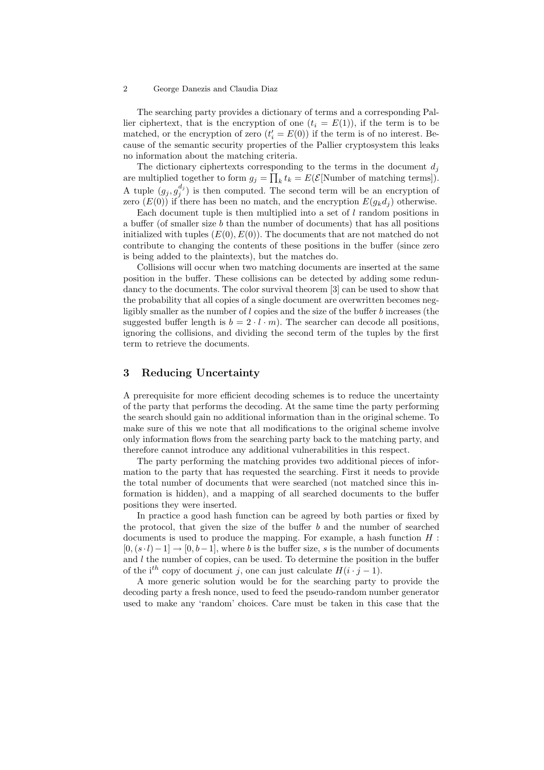The searching party provides a dictionary of terms and a corresponding Pallier ciphertext, that is the encryption of one ($t_i = E(1)$), if the term is to be matched, or the encryption of zero ($t'_i = E(0)$) if the term is of no interest. Because of the semantic security properties of the Pallier cryptosystem this leaks no information about the matching criteria.

The dictionary ciphertexts corresponding to the terms in the document $d_j$ are multiplied together to form $g_j = \prod_k t_k = E(\mathcal{E}[\text{Number of matching terms}])$. A tuple $(g_j, g_j^{d_j})$ is then computed. The second term will be an encryption of zero ($E(0)$) if there has been no match, and the encryption $E(g_k d_j)$ otherwise.

Each document tuple is then multiplied into a set of $l$ random positions in a buffer (of smaller size $b$ than the number of documents) that has all positions initialized with tuples $(E(0), E(0))$. The documents that are not matched do not contribute to changing the contents of these positions in the buffer (since zero is being added to the plaintexts), but the matches do.

Collisions will occur when two matching documents are inserted at the same position in the buffer. These collisions can be detected by adding some redundancy to the documents. The color survival theorem [3] can be used to show that the probability that all copies of a single document are overwritten becomes negligibly smaller as the number of $l$ copies and the size of the buffer $b$ increases (the suggested buffer length is $b = 2 \cdot l \cdot m$). The searcher can decode all positions, ignoring the collisions, and dividing the second term of the tuples by the first term to retrieve the documents.

## 3 Reducing Uncertainty

A prerequisite for more efficient decoding schemes is to reduce the uncertainty of the party that performs the decoding. At the same time the party performing the search should gain no additional information than in the original scheme. To make sure of this we note that all modifications to the original scheme involve only information flows from the searching party back to the matching party, and therefore cannot introduce any additional vulnerabilities in this respect.

The party performing the matching provides two additional pieces of information to the party that has requested the searching. First it needs to provide the total number of documents that were searched (not matched since this information is hidden), and a mapping of all searched documents to the buffer positions they were inserted.

In practice a good hash function can be agreed by both parties or fixed by the protocol, that given the size of the buffer $b$ and the number of searched documents is used to produce the mapping. For example, a hash function $H : [0, (s \cdot l) - 1] \rightarrow [0, b - 1]$, where $b$ is the buffer size, $s$ is the number of documents and $l$ the number of copies, can be used. To determine the position in the buffer of the i$^{th}$ copy of document $j$, one can just calculate $H(i \cdot j - 1)$.

A more generic solution would be for the searching party to provide the decoding party a fresh nonce, used to feed the pseudo-random number generator used to make any 'random' choices. Care must be taken in this case that the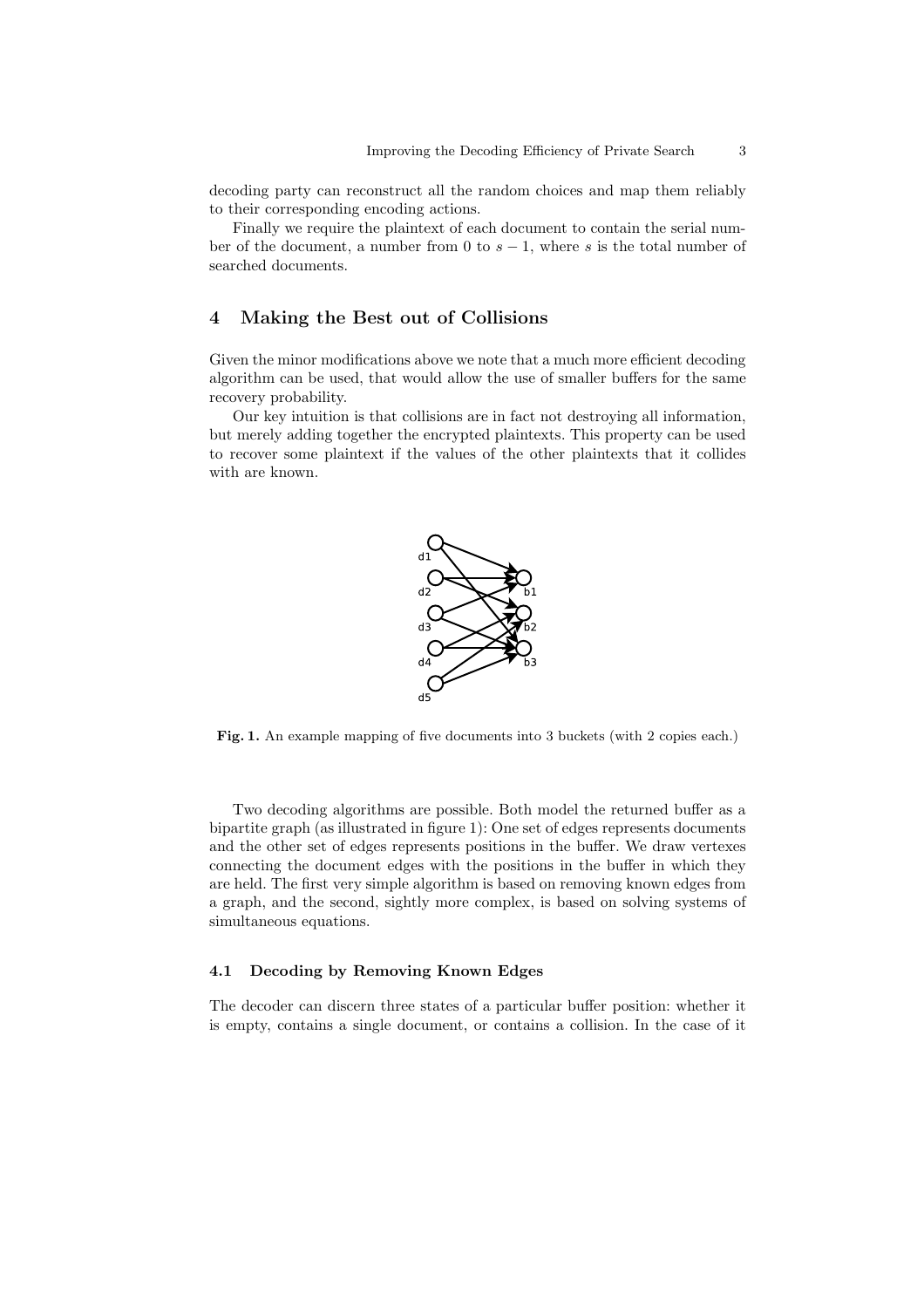decoding party can reconstruct all the random choices and map them reliably to their corresponding encoding actions.

Finally we require the plaintext of each document to contain the serial number of the document, a number from 0 to $s-1$, where $s$ is the total number of searched documents.

## 4 Making the Best out of Collisions

Given the minor modifications above we note that a much more efficient decoding algorithm can be used, that would allow the use of smaller buffers for the same recovery probability.

Our key intuition is that collisions are in fact not destroying all information, but merely adding together the encrypted plaintexts. This property can be used to recover some plaintext if the values of the other plaintexts that it collides with are known.

**Fig. 1.** An example mapping of five documents into 3 buckets (with 2 copies each.)

Two decoding algorithms are possible. Both model the returned buffer as a bipartite graph (as illustrated in figure 1): One set of edges represents documents and the other set of edges represents positions in the buffer. We draw vertexes connecting the document edges with the positions in the buffer in which they are held. The first very simple algorithm is based on removing known edges from a graph, and the second, sightly more complex, is based on solving systems of simultaneous equations.

### 4.1 Decoding by Removing Known Edges

The decoder can discern three states of a particular buffer position: whether it is empty, contains a single document, or contains a collision. In the case of it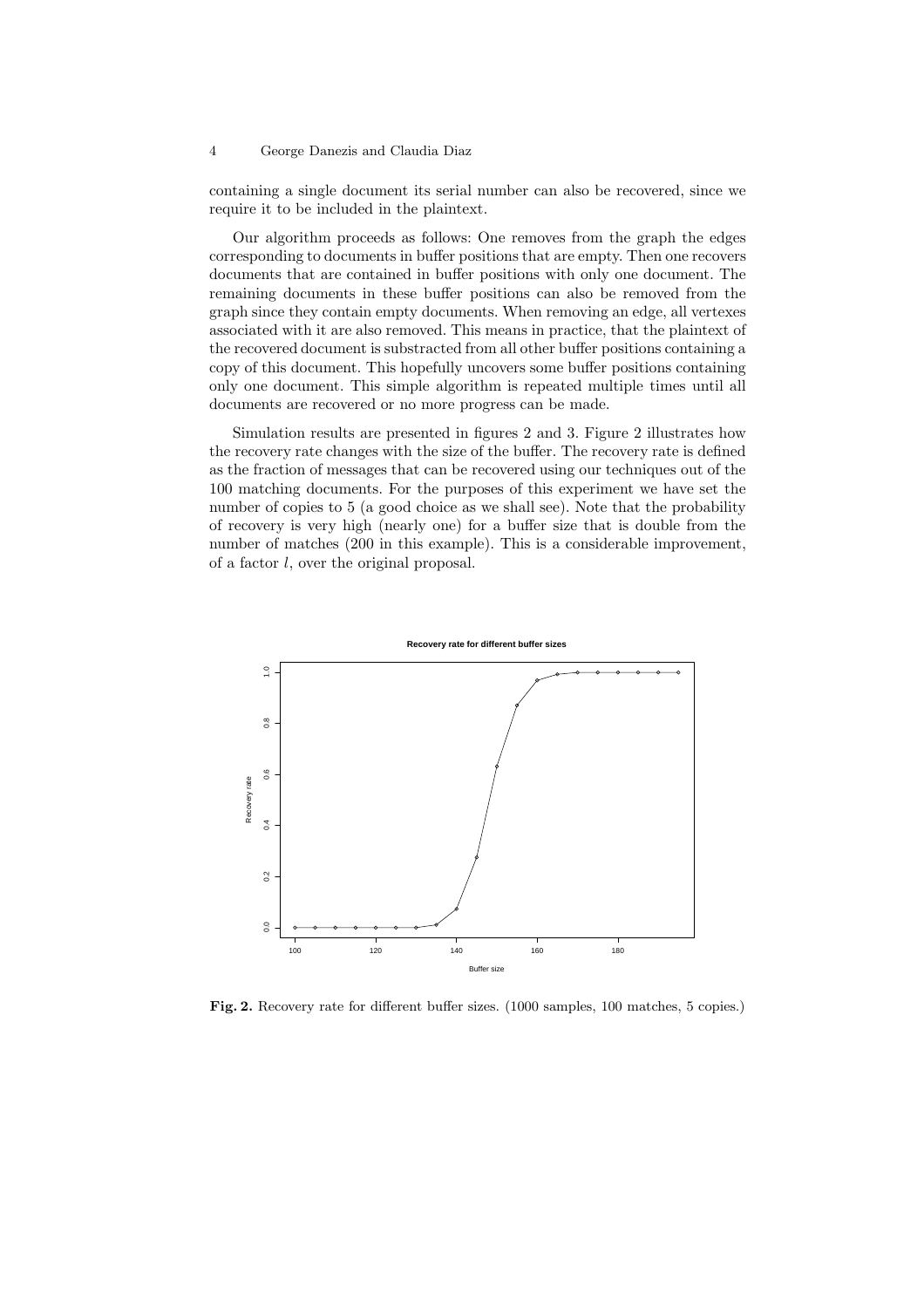containing a single document its serial number can also be recovered, since we require it to be included in the plaintext.

Our algorithm proceeds as follows: One removes from the graph the edges corresponding to documents in buffer positions that are empty. Then one recovers documents that are contained in buffer positions with only one document. The remaining documents in these buffer positions can also be removed from the graph since they contain empty documents. When removing an edge, all vertexes associated with it are also removed. This means in practice, that the plaintext of the recovered document is substracted from all other buffer positions containing a copy of this document. This hopefully uncovers some buffer positions containing only one document. This simple algorithm is repeated multiple times until all documents are recovered or no more progress can be made.

Simulation results are presented in figures 2 and 3. Figure 2 illustrates how the recovery rate changes with the size of the buffer. The recovery rate is defined as the fraction of messages that can be recovered using our techniques out of the 100 matching documents. For the purposes of this experiment we have set the number of copies to 5 (a good choice as we shall see). Note that the probability of recovery is very high (nearly one) for a buffer size that is double from the number of matches (200 in this example). This is a considerable improvement, of a factor $l$, over the original proposal.

**Fig. 2.** Recovery rate for different buffer sizes. (1000 samples, 100 matches, 5 copies.)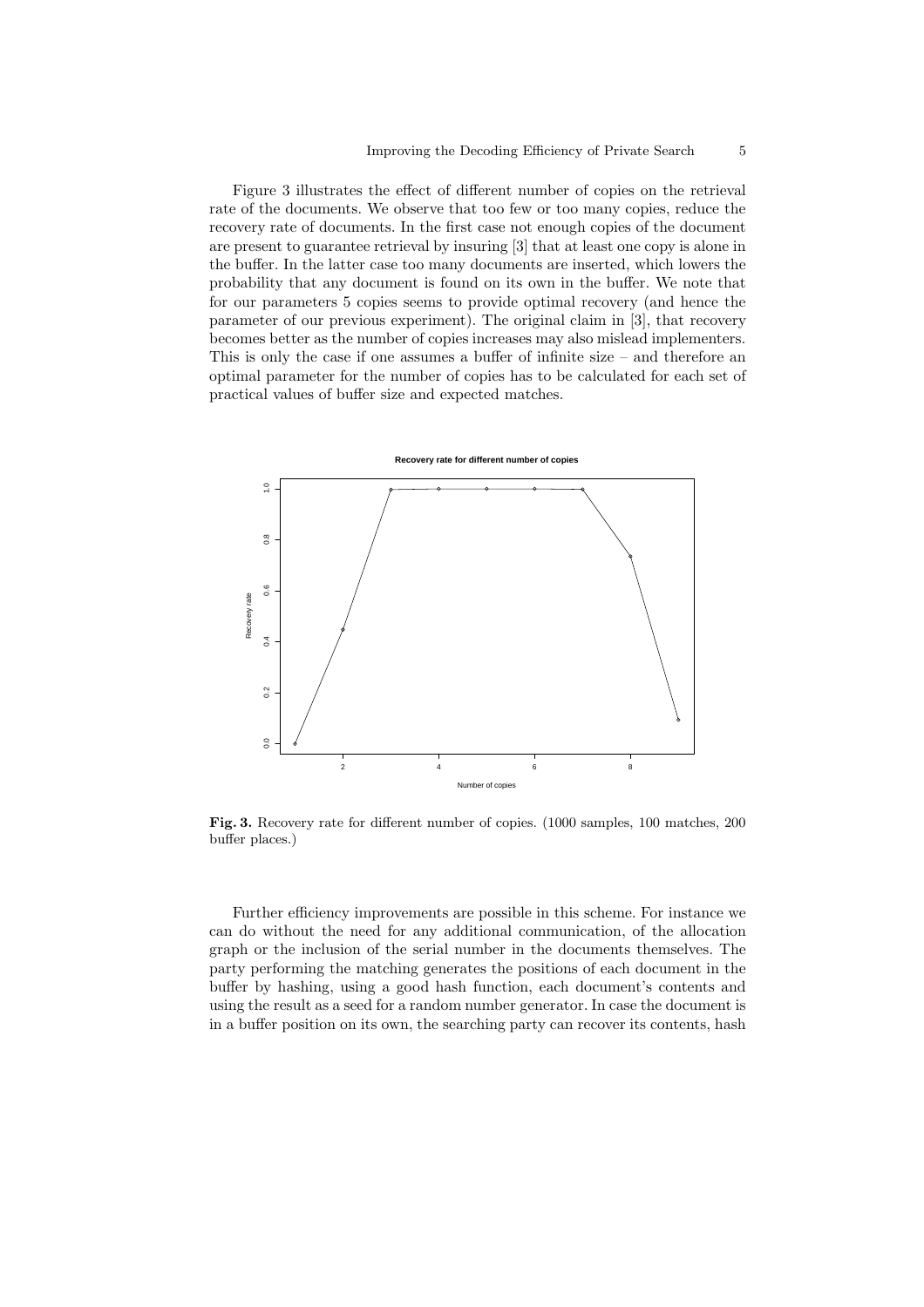Figure 3 illustrates the effect of different number of copies on the retrieval rate of the documents. We observe that too few or too many copies, reduce the recovery rate of documents. In the first case not enough copies of the document are present to guarantee retrieval by insuring [3] that at least one copy is alone in the buffer. In the latter case too many documents are inserted, which lowers the probability that any document is found on its own in the buffer. We note that for our parameters 5 copies seems to provide optimal recovery (and hence the parameter of our previous experiment). The original claim in [3], that recovery becomes better as the number of copies increases may also mislead implementers. This is only the case if one assumes a buffer of infinite size – and therefore an optimal parameter for the number of copies has to be calculated for each set of practical values of buffer size and expected matches.

**Fig. 3.** Recovery rate for different number of copies. (1000 samples, 100 matches, 200 buffer places.)

Further efficiency improvements are possible in this scheme. For instance we can do without the need for any additional communication, of the allocation graph or the inclusion of the serial number in the documents themselves. The party performing the matching generates the positions of each document in the buffer by hashing, using a good hash function, each document's contents and using the result as a seed for a random number generator. In case the document is in a buffer position on its own, the searching party can recover its contents, hash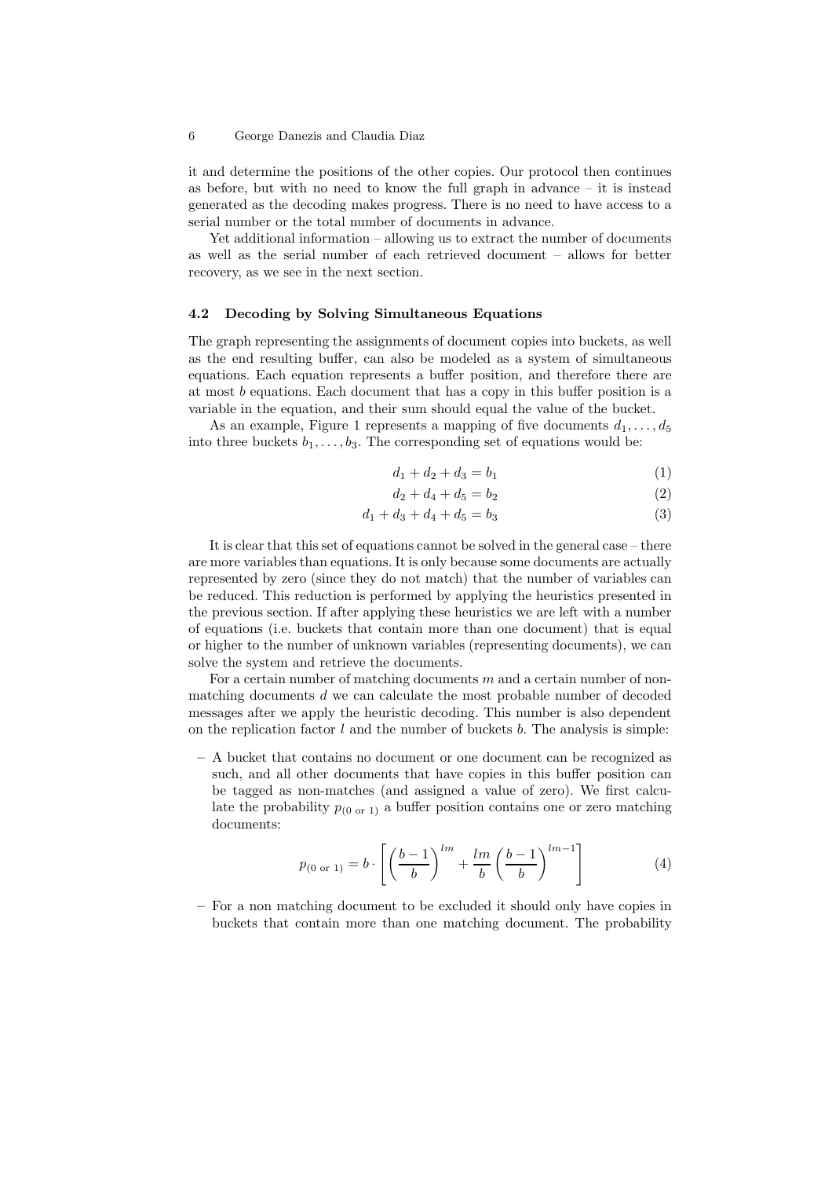it and determine the positions of the other copies. Our protocol then continues as before, but with no need to know the full graph in advance – it is instead generated as the decoding makes progress. There is no need to have access to a serial number or the total number of documents in advance.

Yet additional information – allowing us to extract the number of documents as well as the serial number of each retrieved document – allows for better recovery, as we see in the next section.

### 4.2 Decoding by Solving Simultaneous Equations

The graph representing the assignments of document copies into buckets, as well as the end resulting buffer, can also be modeled as a system of simultaneous equations. Each equation represents a buffer position, and therefore there are at most $b$ equations. Each document that has a copy in this buffer position is a variable in the equation, and their sum should equal the value of the bucket.

As an example, Figure 1 represents a mapping of five documents $d_1, \ldots, d_5$ into three buckets $b_1, \ldots, b_3$. The corresponding set of equations would be:

$$d_1 + d_2 + d_3 = b_1 \tag{1}$$

$$d_2 + d_4 + d_5 = b_2 \tag{2}$$

$$d_1 + d_3 + d_4 + d_5 = b_3 \tag{3}$$

It is clear that this set of equations cannot be solved in the general case – there are more variables than equations. It is only because some documents are actually represented by zero (since they do not match) that the number of variables can be reduced. This reduction is performed by applying the heuristics presented in the previous section. If after applying these heuristics we are left with a number of equations (i.e. buckets that contain more than one document) that is equal or higher to the number of unknown variables (representing documents), we can solve the system and retrieve the documents.

For a certain number of matching documents $m$ and a certain number of non-matching documents $d$ we can calculate the most probable number of decoded messages after we apply the heuristic decoding. This number is also dependent on the replication factor $l$ and the number of buckets $b$. The analysis is simple:

- A bucket that contains no document or one document can be recognized as such, and all other documents that have copies in this buffer position can be tagged as non-matches (and assigned a value of zero). We first calculate the probability $p_{(0 \text{ or } 1)}$ a buffer position contains one or zero matching documents:

$$p_{(0 \text{ or } 1)} = b \cdot \left[ \left( \frac{b-1}{b} \right)^{lm} + \frac{lm}{b} \left( \frac{b-1}{b} \right)^{lm-1} \right] \tag{4}$$

- For a non matching document to be excluded it should only have copies in buckets that contain more than one matching document. The probability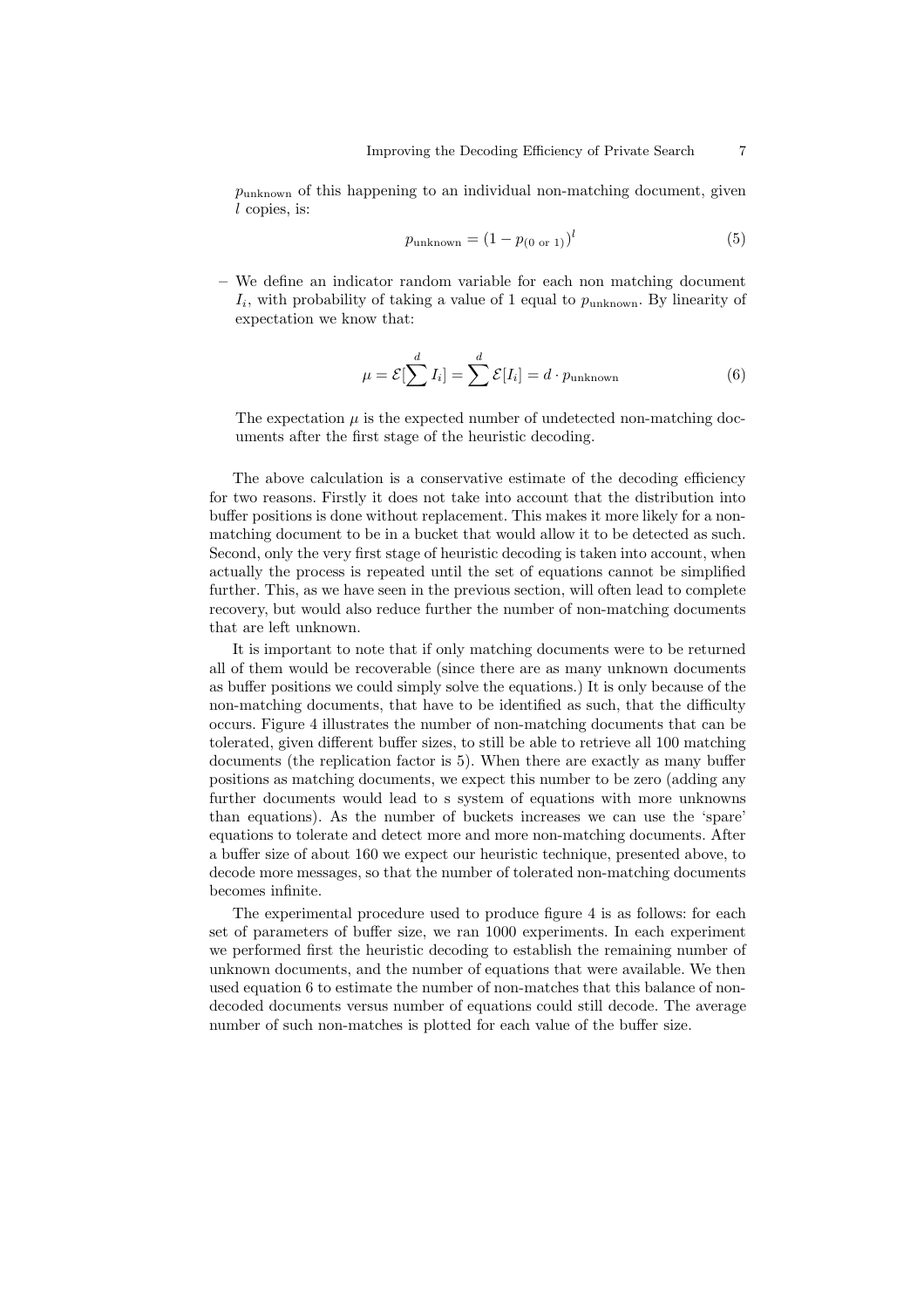$p_{\text{unknown}}$ of this happening to an individual non-matching document, given $l$ copies, is:

$$p_{\text{unknown}} = (1 - p_{(0 \text{ or } 1)})^l \tag{5}$$

– We define an indicator random variable for each non matching document $I_i$, with probability of taking a value of 1 equal to $p_{\text{unknown}}$. By linearity of expectation we know that:

$$\mu = \mathcal{E}[\sum^d I_i] = \sum^d \mathcal{E}[I_i] = d \cdot p_{\text{unknown}} \tag{6}$$

The expectation $\mu$ is the expected number of undetected non-matching documents after the first stage of the heuristic decoding.

The above calculation is a conservative estimate of the decoding efficiency for two reasons. Firstly it does not take into account that the distribution into buffer positions is done without replacement. This makes it more likely for a non-matching document to be in a bucket that would allow it to be detected as such. Second, only the very first stage of heuristic decoding is taken into account, when actually the process is repeated until the set of equations cannot be simplified further. This, as we have seen in the previous section, will often lead to complete recovery, but would also reduce further the number of non-matching documents that are left unknown.

It is important to note that if only matching documents were to be returned all of them would be recoverable (since there are as many unknown documents as buffer positions we could simply solve the equations.) It is only because of the non-matching documents, that have to be identified as such, that the difficulty occurs. Figure 4 illustrates the number of non-matching documents that can be tolerated, given different buffer sizes, to still be able to retrieve all 100 matching documents (the replication factor is 5). When there are exactly as many buffer positions as matching documents, we expect this number to be zero (adding any further documents would lead to s system of equations with more unknowns than equations). As the number of buckets increases we can use the 'spare' equations to tolerate and detect more and more non-matching documents. After a buffer size of about 160 we expect our heuristic technique, presented above, to decode more messages, so that the number of tolerated non-matching documents becomes infinite.

The experimental procedure used to produce figure 4 is as follows: for each set of parameters of buffer size, we ran 1000 experiments. In each experiment we performed first the heuristic decoding to establish the remaining number of unknown documents, and the number of equations that were available. We then used equation 6 to estimate the number of non-matches that this balance of non-decoded documents versus number of equations could still decode. The average number of such non-matches is plotted for each value of the buffer size.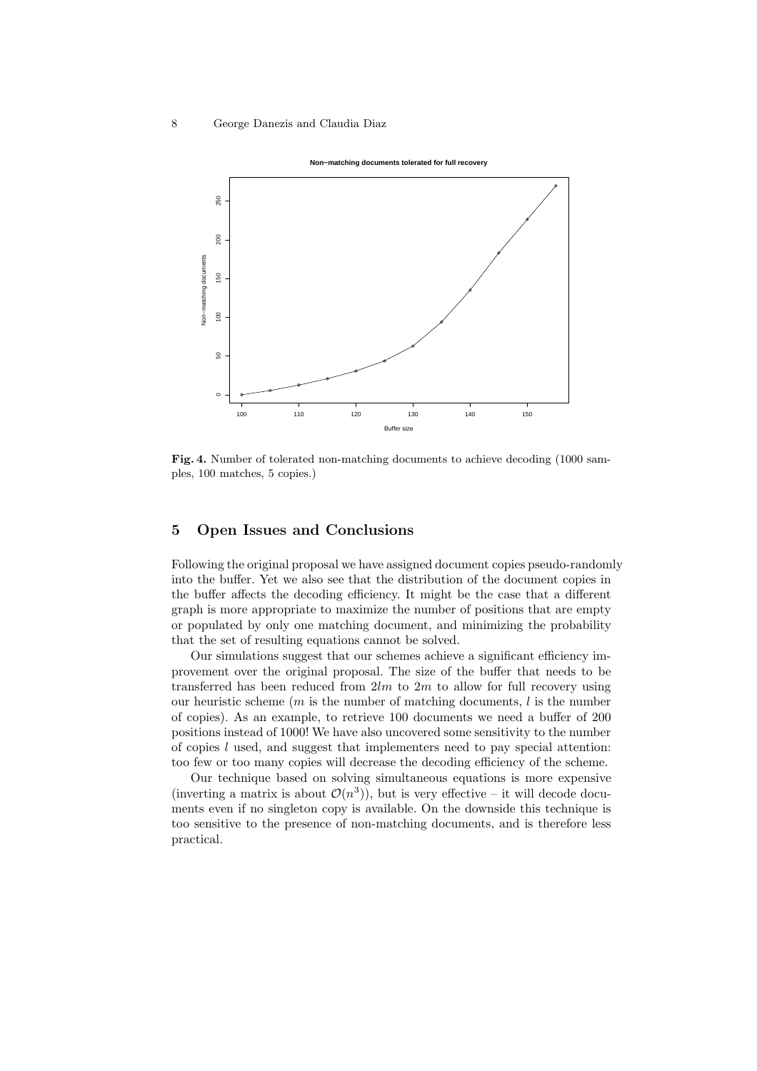**Fig. 4.** Number of tolerated non-matching documents to achieve decoding (1000 samples, 100 matches, 5 copies.)

## 5 Open Issues and Conclusions

Following the original proposal we have assigned document copies pseudo-randomly into the buffer. Yet we also see that the distribution of the document copies in the buffer affects the decoding efficiency. It might be the case that a different graph is more appropriate to maximize the number of positions that are empty or populated by only one matching document, and minimizing the probability that the set of resulting equations cannot be solved.

Our simulations suggest that our schemes achieve a significant efficiency improvement over the original proposal. The size of the buffer that needs to be transferred has been reduced from $2lm$ to $2m$ to allow for full recovery using our heuristic scheme ($m$ is the number of matching documents, $l$ is the number of copies). As an example, to retrieve 100 documents we need a buffer of 200 positions instead of 1000! We have also uncovered some sensitivity to the number of copies $l$ used, and suggest that implementers need to pay special attention: too few or too many copies will decrease the decoding efficiency of the scheme.

Our technique based on solving simultaneous equations is more expensive (inverting a matrix is about $\mathcal{O}(n^3)$), but is very effective – it will decode documents even if no singleton copy is available. On the downside this technique is too sensitive to the presence of non-matching documents, and is therefore less practical.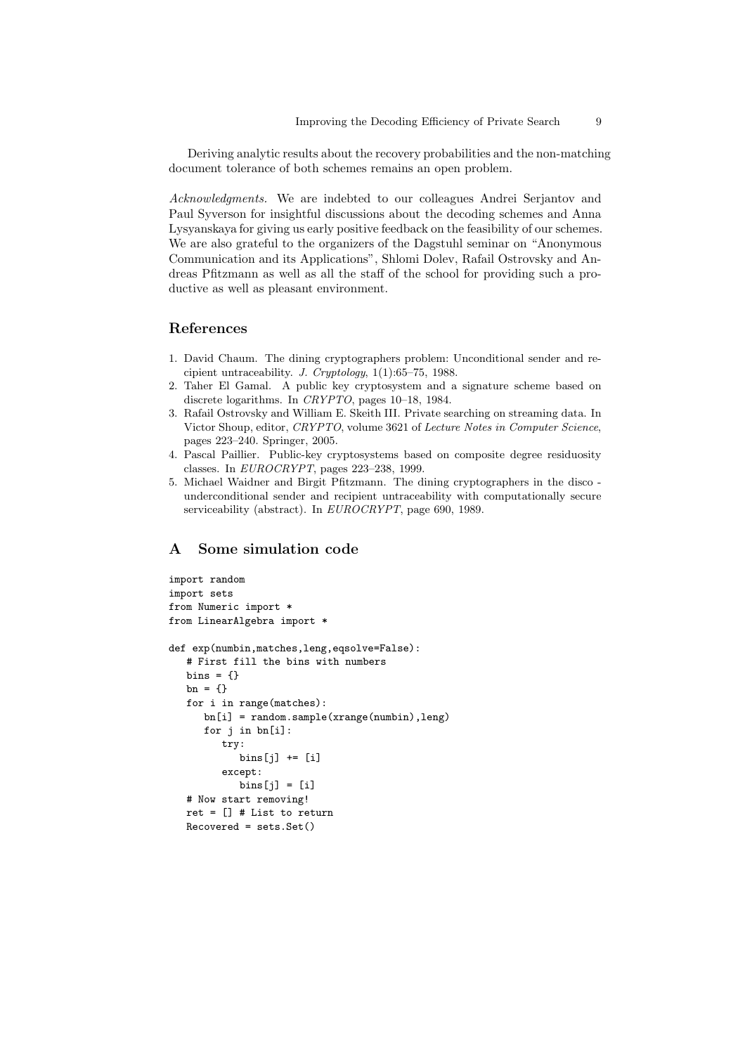Deriving analytic results about the recovery probabilities and the non-matching document tolerance of both schemes remains an open problem.

*Acknowledgments.* We are indebted to our colleagues Andrei Serjantov and Paul Syverson for insightful discussions about the decoding schemes and Anna Lysyanskaya for giving us early positive feedback on the feasibility of our schemes. We are also grateful to the organizers of the Dagstuhl seminar on "Anonymous Communication and its Applications", Shlomi Dolev, Rafail Ostrovsky and Andreas Pfitzmann as well as all the staff of the school for providing such a productive as well as pleasant environment.

## References

1. David Chaum. The dining cryptographers problem: Unconditional sender and recipient untraceability. *J. Cryptology*, 1(1):65–75, 1988.
2. Taher El Gamal. A public key cryptosystem and a signature scheme based on discrete logarithms. In *CRYPTO*, pages 10–18, 1984.
3. Rafail Ostrovsky and William E. Skeith III. Private searching on streaming data. In Victor Shoup, editor, *CRYPTO*, volume 3621 of *Lecture Notes in Computer Science*, pages 223–240. Springer, 2005.
4. Pascal Paillier. Public-key cryptosystems based on composite degree residuosity classes. In *EUROCRYPT*, pages 223–238, 1999.
5. Michael Waidner and Birgit Pfitzmann. The dining cryptographers in the disco - underconditional sender and recipient untraceability with computationally secure serviceability (abstract). In *EUROCRYPT*, page 690, 1989.

## A Some simulation code

```
import random
import sets
from Numeric import *
from LinearAlgebra import *

def exp(numbin,matches,leng,eqsolve=False):
   # First fill the bins with numbers
   bins = {}
   bn = {}
   for i in range(matches):
      bn[i] = random.sample(xrange(numbin),leng)
      for j in bn[i]:
         try:
            bins[j] += [i]
         except:
            bins[j] = [i]
   # Now start removing!
   ret = [] # List to return
   Recovered = sets.Set()
```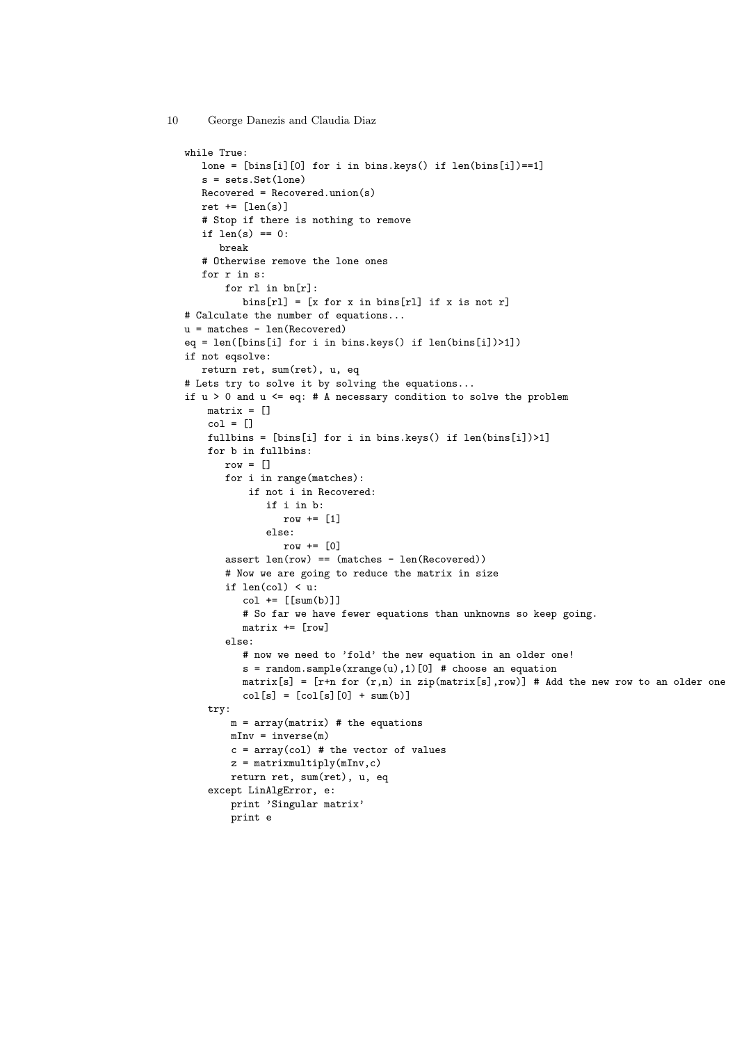```
while True:
   lone = [bins[i][0] for i in bins.keys() if len(bins[i])==1]
   s = sets.Set(lone)
   Recovered = Recovered.union(s)
   ret += [len(s)]
   # Stop if there is nothing to remove
   if len(s) == 0:
      break
   # Otherwise remove the lone ones
   for r in s:
       for rl in bn[r]:
          bins[rl] = [x for x in bins[rl] if x is not r]
# Calculate the number of equations...
u = matches - len(Recovered)
eq = len([bins[i] for i in bins.keys() if len(bins[i])>1])
if not eqsolve:
   return ret, sum(ret), u, eq
# Lets try to solve it by solving the equations...
if u > 0 and u <= eq: # A necessary condition to solve the problem
    matrix = []
    col = []
    fullbins = [bins[i] for i in bins.keys() if len(bins[i])>1]
    for b in fullbins:
       row = []
       for i in range(matches):
           if not i in Recovered:
              if i in b:
                 row += [1]
              else:
                 row += [0]
       assert len(row) == (matches - len(Recovered))
       # Now we are going to reduce the matrix in size
       if len(col) < u:
          col += [[sum(b)]]
          # So far we have fewer equations than unknowns so keep going.
          matrix += [row]
       else:
          # now we need to 'fold' the new equation in an older one!
          s = random.sample(xrange(u),1)[0]  # choose an equation
          matrix[s] = [r+n for (r,n) in zip(matrix[s],row)] # Add the new row to an older one
          col[s] = [col[s][0] + sum(b)]
    try:
        m = array(matrix) # the equations
        mInv = inverse(m)
        c = array(col) # the vector of values
        z = matrixmultiply(mInv,c)
        return ret, sum(ret), u, eq
    except LinAlgError, e:
        print 'Singular matrix'
        print e
```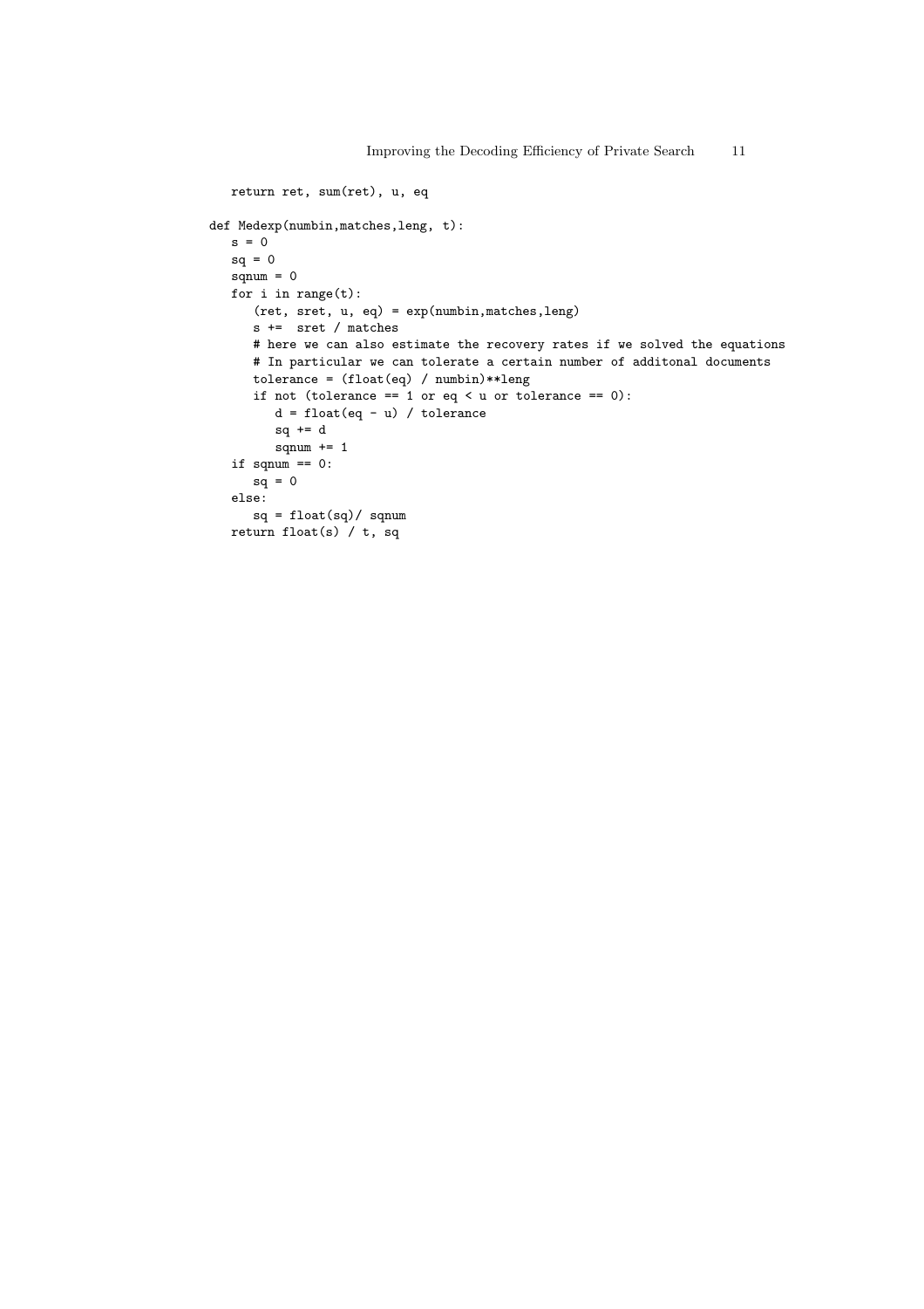```
   return ret, sum(ret), u, eq

def Medexp(numbin,matches,leng, t):
   s = 0
   sq = 0
   sqnum = 0
   for i in range(t):
      (ret, sret, u, eq) = exp(numbin,matches,leng)
      s +=  sret / matches
      # here we can also estimate the recovery rates if we solved the equations
      # In particular we can tolerate a certain number of additonal documents
      tolerance = (float(eq) / numbin)**leng
      if not (tolerance == 1 or eq < u or tolerance == 0):
         d = float(eq - u) / tolerance
         sq += d
         sqnum += 1
   if sqnum == 0:
      sq = 0
   else:
      sq = float(sq)/ sqnum
   return float(s) / t, sq
```